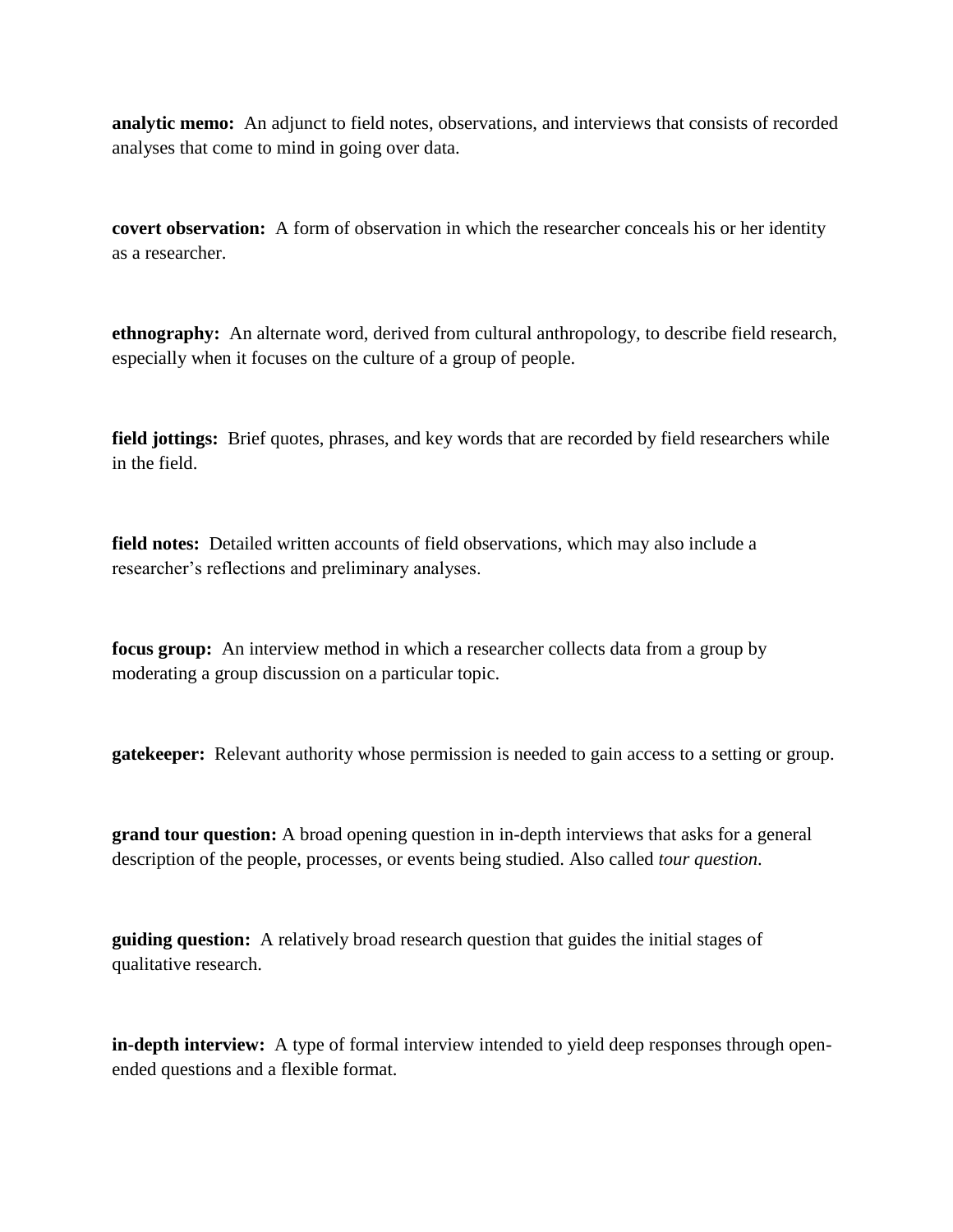**analytic memo:** An adjunct to field notes, observations, and interviews that consists of recorded analyses that come to mind in going over data.

**covert observation:** A form of observation in which the researcher conceals his or her identity as a researcher.

**ethnography:** An alternate word, derived from cultural anthropology, to describe field research, especially when it focuses on the culture of a group of people.

**field jottings:** Brief quotes, phrases, and key words that are recorded by field researchers while in the field.

**field notes:** Detailed written accounts of field observations, which may also include a researcher's reflections and preliminary analyses.

**focus group:** An interview method in which a researcher collects data from a group by moderating a group discussion on a particular topic.

**gatekeeper:** Relevant authority whose permission is needed to gain access to a setting or group.

**grand tour question:** A broad opening question in in-depth interviews that asks for a general description of the people, processes, or events being studied. Also called *tour question*.

**guiding question:** A relatively broad research question that guides the initial stages of qualitative research.

**in-depth interview:** A type of formal interview intended to yield deep responses through open-ended questions and a flexible format.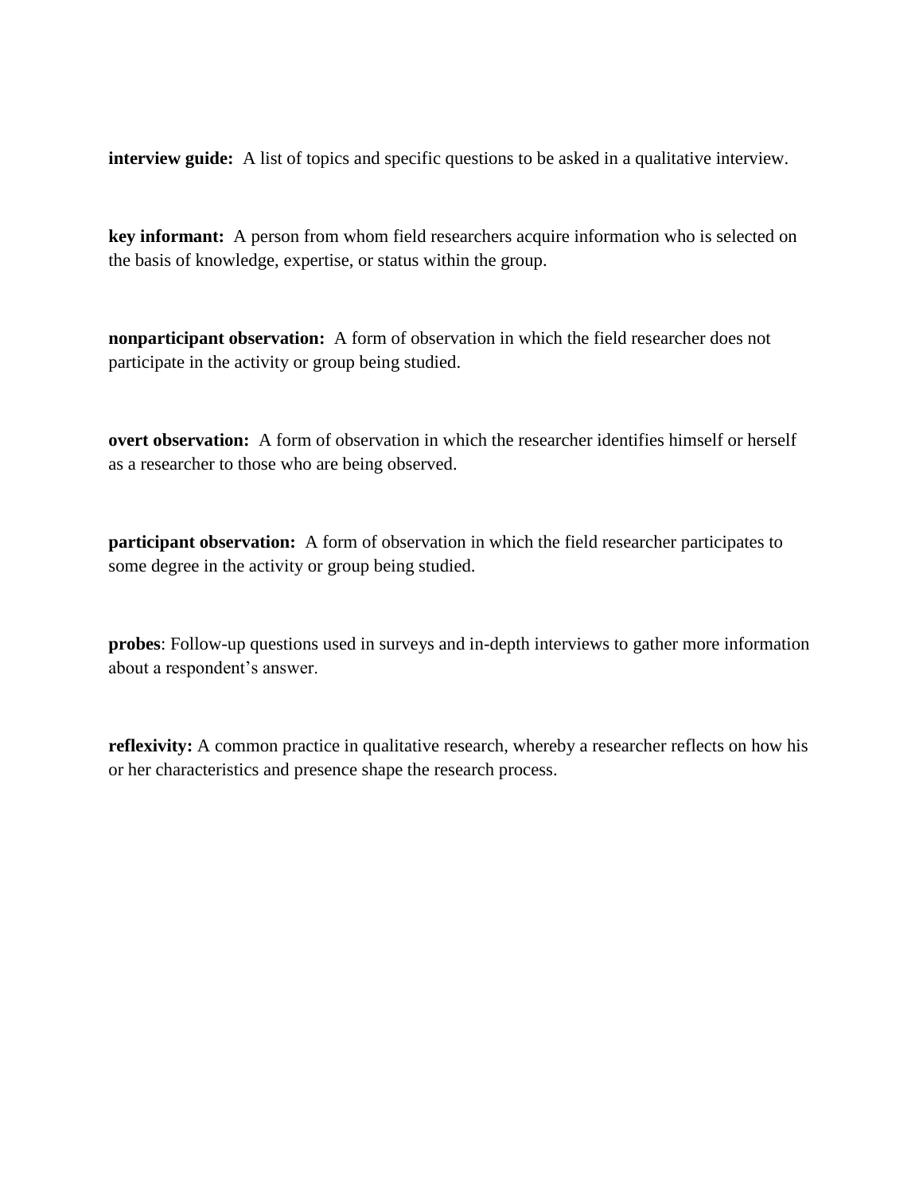**interview guide:** A list of topics and specific questions to be asked in a qualitative interview.

**key informant:** A person from whom field researchers acquire information who is selected on the basis of knowledge, expertise, or status within the group.

**nonparticipant observation:** A form of observation in which the field researcher does not participate in the activity or group being studied.

**overt observation:** A form of observation in which the researcher identifies himself or herself as a researcher to those who are being observed.

**participant observation:** A form of observation in which the field researcher participates to some degree in the activity or group being studied.

**probes**: Follow-up questions used in surveys and in-depth interviews to gather more information about a respondent's answer.

**reflexivity:** A common practice in qualitative research, whereby a researcher reflects on how his or her characteristics and presence shape the research process.